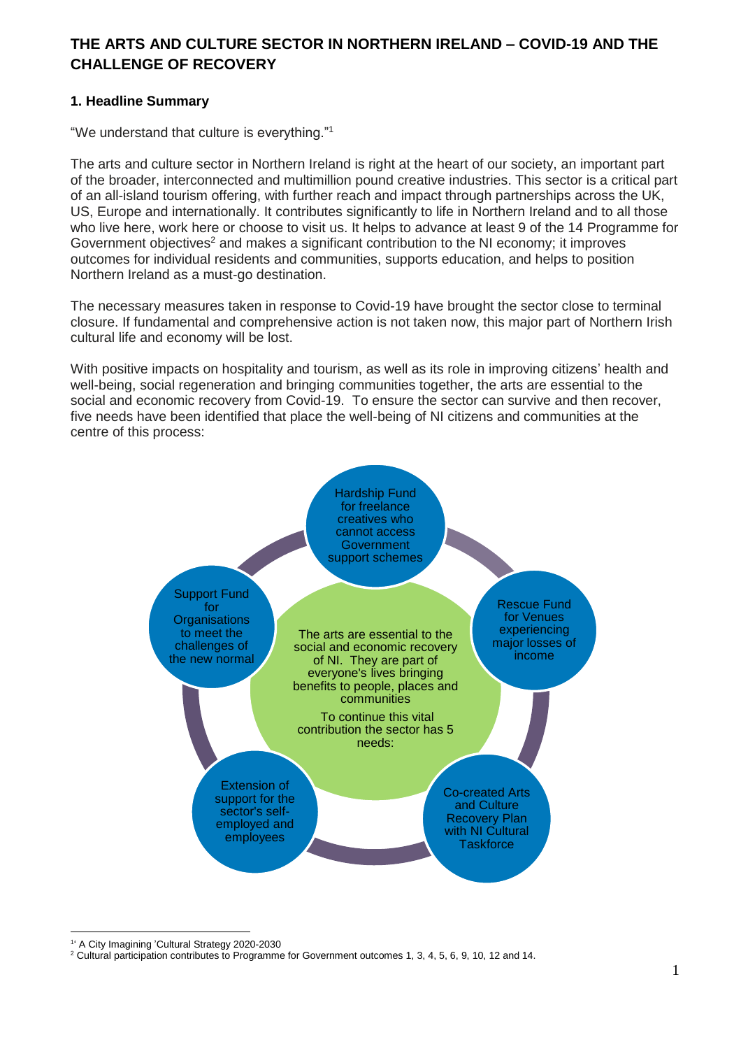# THE ARTS AND CULTURE SECTOR IN NORTHERN IRELAND – COVID-19 AND THE CHALLENGE OF RECOVERY

## 1. Headline Summary

"We understand that culture is everything."[1]

The arts and culture sector in Northern Ireland is right at the heart of our society, an important part of the broader, interconnected and multimillion pound creative industries. This sector is a critical part of an all-island tourism offering, with further reach and impact through partnerships across the UK, US, Europe and internationally. It contributes significantly to life in Northern Ireland and to all those who live here, work here or choose to visit us. It helps to advance at least 9 of the 14 Programme for Government objectives[2] and makes a significant contribution to the NI economy; it improves outcomes for individual residents and communities, supports education, and helps to position Northern Ireland as a must-go destination.

The necessary measures taken in response to Covid-19 have brought the sector close to terminal closure. If fundamental and comprehensive action is not taken now, this major part of Northern Irish cultural life and economy will be lost.

With positive impacts on hospitality and tourism, as well as its role in improving citizens' health and well-being, social regeneration and bringing communities together, the arts are essential to the social and economic recovery from Covid-19. To ensure the sector can survive and then recover, five needs have been identified that place the well-being of NI citizens and communities at the centre of this process:

The arts are essential to the social and economic recovery of NI. They are part of everyone's lives bringing benefits to people, places and communities

To continue this vital contribution the sector has 5 needs:

- Hardship Fund for freelance creatives who cannot access Government support schemes
- Rescue Fund for Venues experiencing major losses of income
- Co-created Arts and Culture Recovery Plan with NI Cultural Taskforce
- Extension of support for the sector's self-employed and employees
- Support Fund for Organisations to meet the challenges of the new normal

---

[1] A City Imagining 'Cultural Strategy 2020-2030

[2] Cultural participation contributes to Programme for Government outcomes 1, 3, 4, 5, 6, 9, 10, 12 and 14.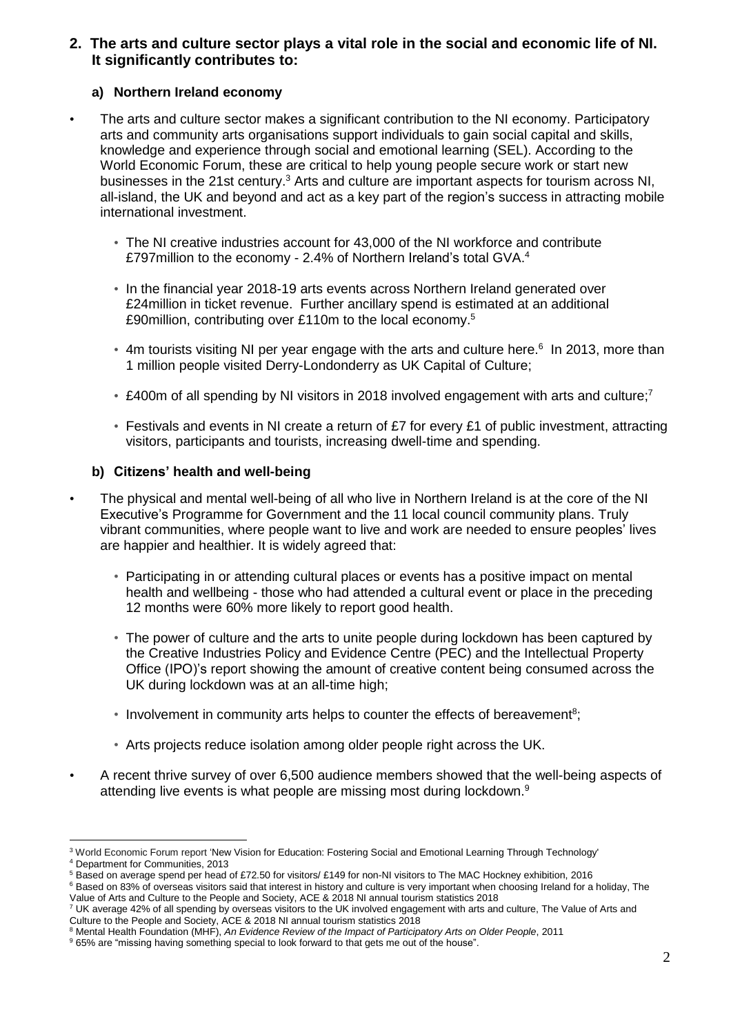## 2. The arts and culture sector plays a vital role in the social and economic life of NI. It significantly contributes to:

### a) Northern Ireland economy

- The arts and culture sector makes a significant contribution to the NI economy. Participatory arts and community arts organisations support individuals to gain social capital and skills, knowledge and experience through social and emotional learning (SEL). According to the World Economic Forum, these are critical to help young people secure work or start new businesses in the 21st century.[3] Arts and culture are important aspects for tourism across NI, all-island, the UK and beyond and act as a key part of the region's success in attracting mobile international investment.
  - The NI creative industries account for 43,000 of the NI workforce and contribute £797million to the economy - 2.4% of Northern Ireland's total GVA.[4]
  - In the financial year 2018-19 arts events across Northern Ireland generated over £24million in ticket revenue. Further ancillary spend is estimated at an additional £90million, contributing over £110m to the local economy.[5]
  - 4m tourists visiting NI per year engage with the arts and culture here.[6] In 2013, more than 1 million people visited Derry-Londonderry as UK Capital of Culture;
  - £400m of all spending by NI visitors in 2018 involved engagement with arts and culture;[7]
  - Festivals and events in NI create a return of £7 for every £1 of public investment, attracting visitors, participants and tourists, increasing dwell-time and spending.

### b) Citizens' health and well-being

- The physical and mental well-being of all who live in Northern Ireland is at the core of the NI Executive's Programme for Government and the 11 local council community plans. Truly vibrant communities, where people want to live and work are needed to ensure peoples' lives are happier and healthier. It is widely agreed that:
  - Participating in or attending cultural places or events has a positive impact on mental health and wellbeing - those who had attended a cultural event or place in the preceding 12 months were 60% more likely to report good health.
  - The power of culture and the arts to unite people during lockdown has been captured by the Creative Industries Policy and Evidence Centre (PEC) and the Intellectual Property Office (IPO)'s report showing the amount of creative content being consumed across the UK during lockdown was at an all-time high;
  - Involvement in community arts helps to counter the effects of bereavement[8];
  - Arts projects reduce isolation among older people right across the UK.
- A recent thrive survey of over 6,500 audience members showed that the well-being aspects of attending live events is what people are missing most during lockdown.[9]

---

[3] World Economic Forum report 'New Vision for Education: Fostering Social and Emotional Learning Through Technology'

[4] Department for Communities, 2013

[5] Based on average spend per head of £72.50 for visitors/ £149 for non-NI visitors to The MAC Hockney exhibition, 2016

[6] Based on 83% of overseas visitors said that interest in history and culture is very important when choosing Ireland for a holiday, The Value of Arts and Culture to the People and Society, ACE & 2018 NI annual tourism statistics 2018

[7] UK average 42% of all spending by overseas visitors to the UK involved engagement with arts and culture, The Value of Arts and Culture to the People and Society, ACE & 2018 NI annual tourism statistics 2018

[8] Mental Health Foundation (MHF), *An Evidence Review of the Impact of Participatory Arts on Older People*, 2011

[9] 65% are "missing having something special to look forward to that gets me out of the house".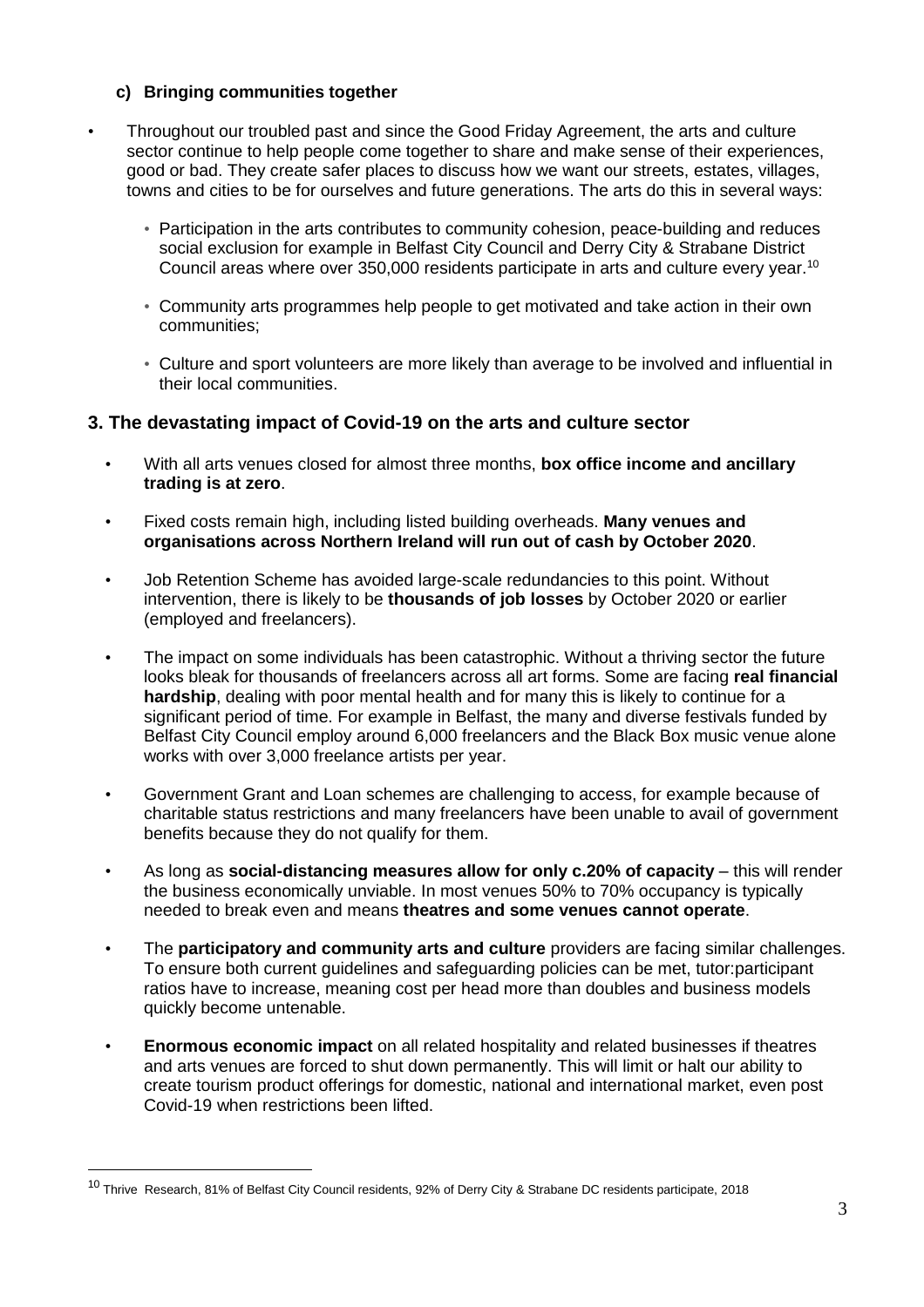#### c) Bringing communities together

- Throughout our troubled past and since the Good Friday Agreement, the arts and culture sector continue to help people come together to share and make sense of their experiences, good or bad. They create safer places to discuss how we want our streets, estates, villages, towns and cities to be for ourselves and future generations. The arts do this in several ways:
  - Participation in the arts contributes to community cohesion, peace-building and reduces social exclusion for example in Belfast City Council and Derry City & Strabane District Council areas where over 350,000 residents participate in arts and culture every year.[10]
  - Community arts programmes help people to get motivated and take action in their own communities;
  - Culture and sport volunteers are more likely than average to be involved and influential in their local communities.

### 3. The devastating impact of Covid-19 on the arts and culture sector

- With all arts venues closed for almost three months, **box office income and ancillary trading is at zero**.
- Fixed costs remain high, including listed building overheads. **Many venues and organisations across Northern Ireland will run out of cash by October 2020**.
- Job Retention Scheme has avoided large-scale redundancies to this point. Without intervention, there is likely to be **thousands of job losses** by October 2020 or earlier (employed and freelancers).
- The impact on some individuals has been catastrophic. Without a thriving sector the future looks bleak for thousands of freelancers across all art forms. Some are facing **real financial hardship**, dealing with poor mental health and for many this is likely to continue for a significant period of time. For example in Belfast, the many and diverse festivals funded by Belfast City Council employ around 6,000 freelancers and the Black Box music venue alone works with over 3,000 freelance artists per year.
- Government Grant and Loan schemes are challenging to access, for example because of charitable status restrictions and many freelancers have been unable to avail of government benefits because they do not qualify for them.
- As long as **social-distancing measures allow for only c.20% of capacity** – this will render the business economically unviable. In most venues 50% to 70% occupancy is typically needed to break even and means **theatres and some venues cannot operate**.
- The **participatory and community arts and culture** providers are facing similar challenges. To ensure both current guidelines and safeguarding policies can be met, tutor:participant ratios have to increase, meaning cost per head more than doubles and business models quickly become untenable.
- **Enormous economic impact** on all related hospitality and related businesses if theatres and arts venues are forced to shut down permanently. This will limit or halt our ability to create tourism product offerings for domestic, national and international market, even post Covid-19 when restrictions been lifted.

---

[10] Thrive Research, 81% of Belfast City Council residents, 92% of Derry City & Strabane DC residents participate, 2018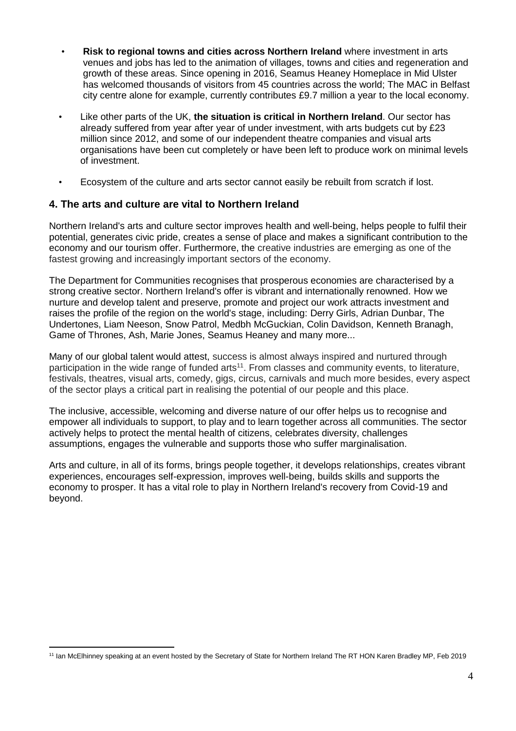- **Risk to regional towns and cities across Northern Ireland** where investment in arts venues and jobs has led to the animation of villages, towns and cities and regeneration and growth of these areas. Since opening in 2016, Seamus Heaney Homeplace in Mid Ulster has welcomed thousands of visitors from 45 countries across the world; The MAC in Belfast city centre alone for example, currently contributes £9.7 million a year to the local economy.
- Like other parts of the UK, **the situation is critical in Northern Ireland**. Our sector has already suffered from year after year of under investment, with arts budgets cut by £23 million since 2012, and some of our independent theatre companies and visual arts organisations have been cut completely or have been left to produce work on minimal levels of investment.
- Ecosystem of the culture and arts sector cannot easily be rebuilt from scratch if lost.

## 4. The arts and culture are vital to Northern Ireland

Northern Ireland's arts and culture sector improves health and well-being, helps people to fulfil their potential, generates civic pride, creates a sense of place and makes a significant contribution to the economy and our tourism offer. Furthermore, the creative industries are emerging as one of the fastest growing and increasingly important sectors of the economy.

The Department for Communities recognises that prosperous economies are characterised by a strong creative sector. Northern Ireland's offer is vibrant and internationally renowned. How we nurture and develop talent and preserve, promote and project our work attracts investment and raises the profile of the region on the world's stage, including: Derry Girls, Adrian Dunbar, The Undertones, Liam Neeson, Snow Patrol, Medbh McGuckian, Colin Davidson, Kenneth Branagh, Game of Thrones, Ash, Marie Jones, Seamus Heaney and many more...

Many of our global talent would attest, success is almost always inspired and nurtured through participation in the wide range of funded arts[11]. From classes and community events, to literature, festivals, theatres, visual arts, comedy, gigs, circus, carnivals and much more besides, every aspect of the sector plays a critical part in realising the potential of our people and this place.

The inclusive, accessible, welcoming and diverse nature of our offer helps us to recognise and empower all individuals to support, to play and to learn together across all communities. The sector actively helps to protect the mental health of citizens, celebrates diversity, challenges assumptions, engages the vulnerable and supports those who suffer marginalisation.

Arts and culture, in all of its forms, brings people together, it develops relationships, creates vibrant experiences, encourages self-expression, improves well-being, builds skills and supports the economy to prosper. It has a vital role to play in Northern Ireland's recovery from Covid-19 and beyond.

[11] Ian McElhinney speaking at an event hosted by the Secretary of State for Northern Ireland The RT HON Karen Bradley MP, Feb 2019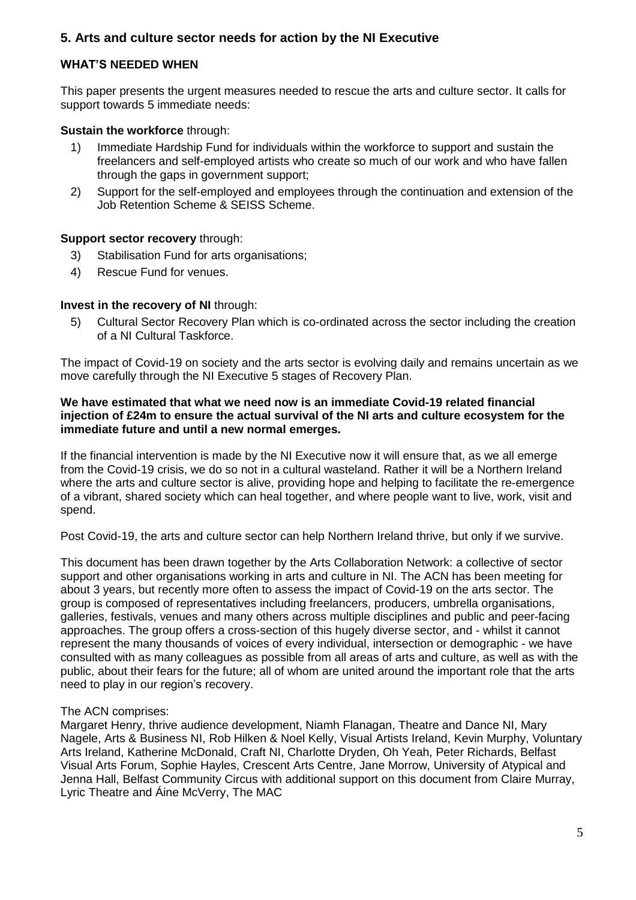## 5. Arts and culture sector needs for action by the NI Executive

**WHAT'S NEEDED WHEN**

This paper presents the urgent measures needed to rescue the arts and culture sector. It calls for support towards 5 immediate needs:

**Sustain the workforce** through:

1) Immediate Hardship Fund for individuals within the workforce to support and sustain the freelancers and self-employed artists who create so much of our work and who have fallen through the gaps in government support;
2) Support for the self-employed and employees through the continuation and extension of the Job Retention Scheme & SEISS Scheme.

**Support sector recovery** through:

3) Stabilisation Fund for arts organisations;
4) Rescue Fund for venues.

**Invest in the recovery of NI** through:

5) Cultural Sector Recovery Plan which is co-ordinated across the sector including the creation of a NI Cultural Taskforce.

The impact of Covid-19 on society and the arts sector is evolving daily and remains uncertain as we move carefully through the NI Executive 5 stages of Recovery Plan.

**We have estimated that what we need now is an immediate Covid-19 related financial injection of £24m to ensure the actual survival of the NI arts and culture ecosystem for the immediate future and until a new normal emerges.**

If the financial intervention is made by the NI Executive now it will ensure that, as we all emerge from the Covid-19 crisis, we do so not in a cultural wasteland. Rather it will be a Northern Ireland where the arts and culture sector is alive, providing hope and helping to facilitate the re-emergence of a vibrant, shared society which can heal together, and where people want to live, work, visit and spend.

Post Covid-19, the arts and culture sector can help Northern Ireland thrive, but only if we survive.

This document has been drawn together by the Arts Collaboration Network: a collective of sector support and other organisations working in arts and culture in NI. The ACN has been meeting for about 3 years, but recently more often to assess the impact of Covid-19 on the arts sector. The group is composed of representatives including freelancers, producers, umbrella organisations, galleries, festivals, venues and many others across multiple disciplines and public and peer-facing approaches. The group offers a cross-section of this hugely diverse sector, and - whilst it cannot represent the many thousands of voices of every individual, intersection or demographic - we have consulted with as many colleagues as possible from all areas of arts and culture, as well as with the public, about their fears for the future; all of whom are united around the important role that the arts need to play in our region's recovery.

The ACN comprises:
Margaret Henry, thrive audience development, Niamh Flanagan, Theatre and Dance NI, Mary Nagele, Arts & Business NI, Rob Hilken & Noel Kelly, Visual Artists Ireland, Kevin Murphy, Voluntary Arts Ireland, Katherine McDonald, Craft NI, Charlotte Dryden, Oh Yeah, Peter Richards, Belfast Visual Arts Forum, Sophie Hayles, Crescent Arts Centre, Jane Morrow, University of Atypical and Jenna Hall, Belfast Community Circus with additional support on this document from Claire Murray, Lyric Theatre and Áine McVerry, The MAC